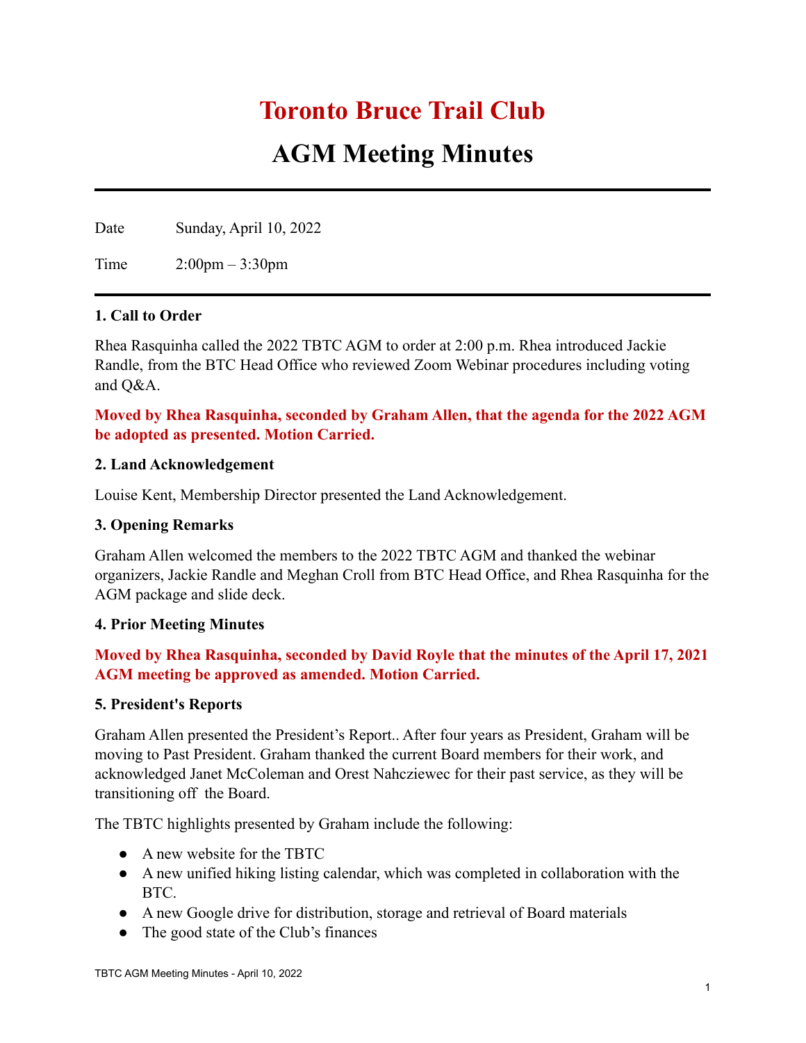# Toronto Bruce Trail Club

# AGM Meeting Minutes

| | |
|---|---|
| Date | Sunday, April 10, 2022 |
| Time | 2:00pm – 3:30pm |

### 1. Call to Order

Rhea Rasquinha called the 2022 TBTC AGM to order at 2:00 p.m. Rhea introduced Jackie Randle, from the BTC Head Office who reviewed Zoom Webinar procedures including voting and Q&A.

**Moved by Rhea Rasquinha, seconded by Graham Allen, that the agenda for the 2022 AGM be adopted as presented. Motion Carried.**

### 2. Land Acknowledgement

Louise Kent, Membership Director presented the Land Acknowledgement.

### 3. Opening Remarks

Graham Allen welcomed the members to the 2022 TBTC AGM and thanked the webinar organizers, Jackie Randle and Meghan Croll from BTC Head Office, and Rhea Rasquinha for the AGM package and slide deck.

### 4. Prior Meeting Minutes

**Moved by Rhea Rasquinha, seconded by David Royle that the minutes of the April 17, 2021 AGM meeting be approved as amended. Motion Carried.**

### 5. President's Reports

Graham Allen presented the President's Report.. After four years as President, Graham will be moving to Past President. Graham thanked the current Board members for their work, and acknowledged Janet McColeman and Orest Nahcziewec for their past service, as they will be transitioning off the Board.

The TBTC highlights presented by Graham include the following:

- A new website for the TBTC
- A new unified hiking listing calendar, which was completed in collaboration with the BTC.
- A new Google drive for distribution, storage and retrieval of Board materials
- The good state of the Club's finances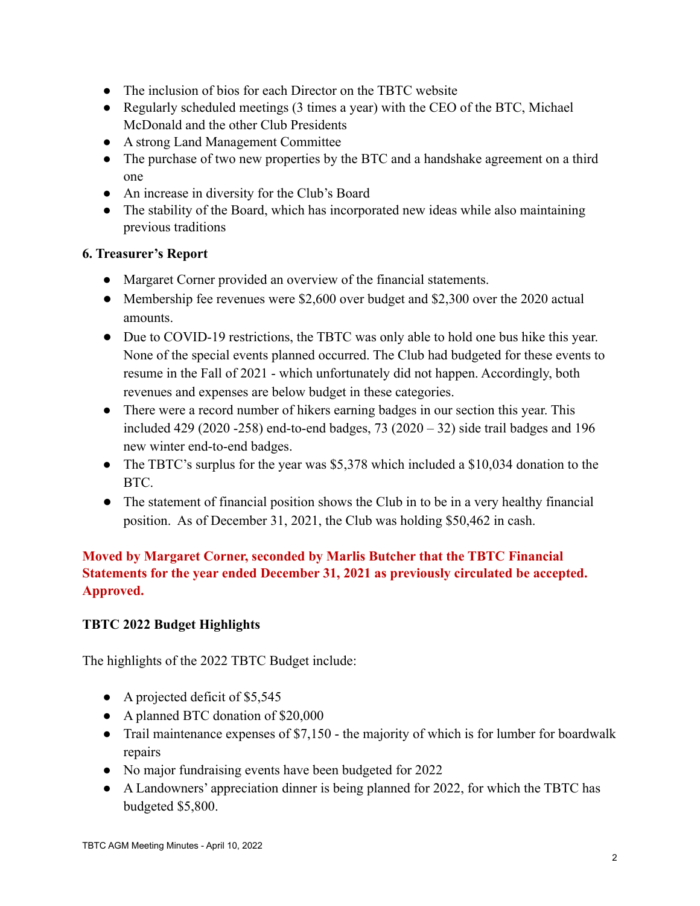- The inclusion of bios for each Director on the TBTC website
- Regularly scheduled meetings (3 times a year) with the CEO of the BTC, Michael McDonald and the other Club Presidents
- A strong Land Management Committee
- The purchase of two new properties by the BTC and a handshake agreement on a third one
- An increase in diversity for the Club's Board
- The stability of the Board, which has incorporated new ideas while also maintaining previous traditions

### 6. Treasurer's Report

- Margaret Corner provided an overview of the financial statements.
- Membership fee revenues were $2,600 over budget and $2,300 over the 2020 actual amounts.
- Due to COVID-19 restrictions, the TBTC was only able to hold one bus hike this year. None of the special events planned occurred. The Club had budgeted for these events to resume in the Fall of 2021 - which unfortunately did not happen. Accordingly, both revenues and expenses are below budget in these categories.
- There were a record number of hikers earning badges in our section this year. This included 429 (2020 -258) end-to-end badges, 73 (2020 – 32) side trail badges and 196 new winter end-to-end badges.
- The TBTC's surplus for the year was $5,378 which included a $10,034 donation to the BTC.
- The statement of financial position shows the Club in to be in a very healthy financial position. As of December 31, 2021, the Club was holding $50,462 in cash.

**Moved by Margaret Corner, seconded by Marlis Butcher that the TBTC Financial Statements for the year ended December 31, 2021 as previously circulated be accepted. Approved.**

### TBTC 2022 Budget Highlights

The highlights of the 2022 TBTC Budget include:

- A projected deficit of $5,545
- A planned BTC donation of $20,000
- Trail maintenance expenses of $7,150 - the majority of which is for lumber for boardwalk repairs
- No major fundraising events have been budgeted for 2022
- A Landowners' appreciation dinner is being planned for 2022, for which the TBTC has budgeted $5,800.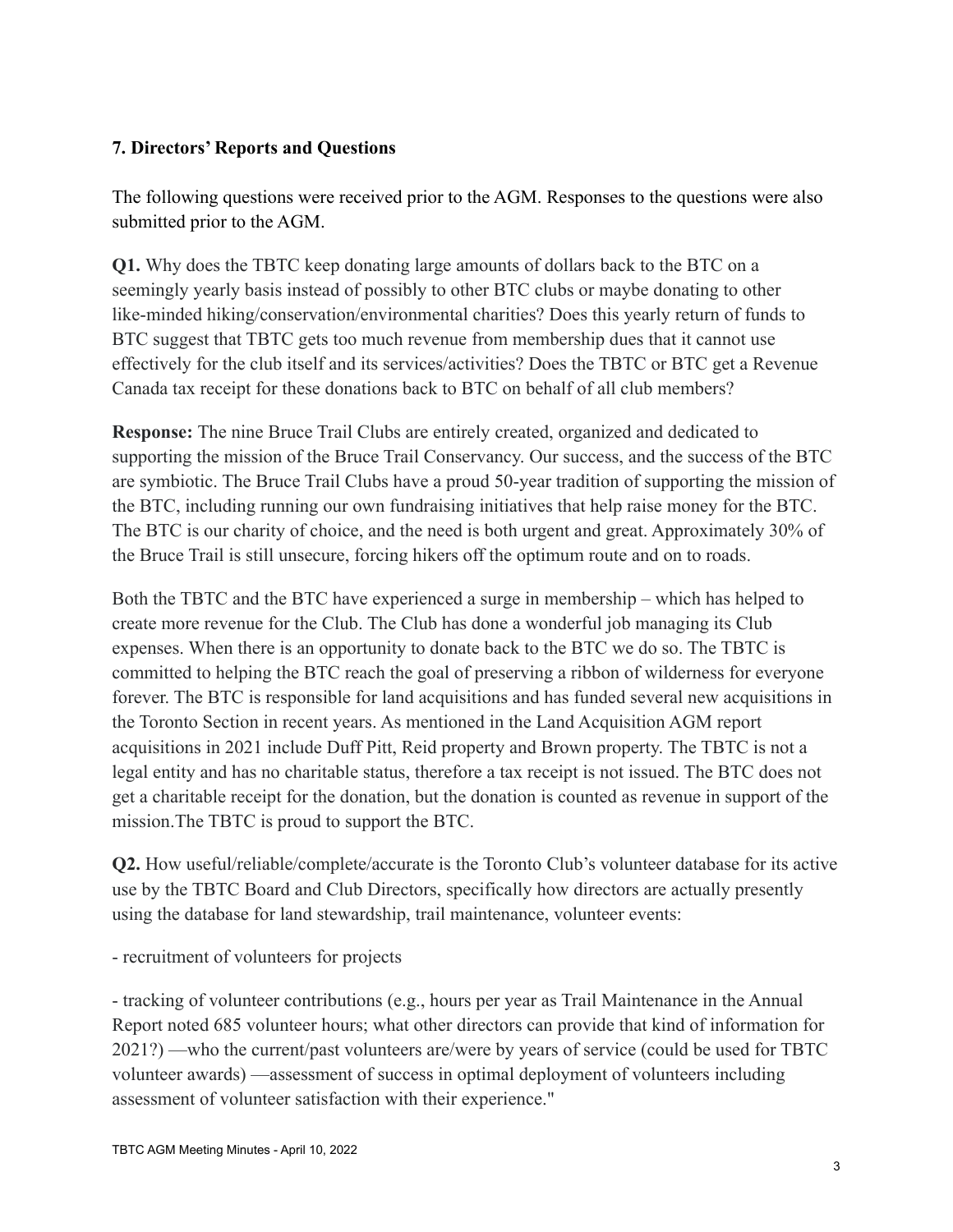### 7. Directors' Reports and Questions

The following questions were received prior to the AGM. Responses to the questions were also submitted prior to the AGM.

**Q1.** Why does the TBTC keep donating large amounts of dollars back to the BTC on a seemingly yearly basis instead of possibly to other BTC clubs or maybe donating to other like-minded hiking/conservation/environmental charities? Does this yearly return of funds to BTC suggest that TBTC gets too much revenue from membership dues that it cannot use effectively for the club itself and its services/activities? Does the TBTC or BTC get a Revenue Canada tax receipt for these donations back to BTC on behalf of all club members?

**Response:** The nine Bruce Trail Clubs are entirely created, organized and dedicated to supporting the mission of the Bruce Trail Conservancy. Our success, and the success of the BTC are symbiotic. The Bruce Trail Clubs have a proud 50-year tradition of supporting the mission of the BTC, including running our own fundraising initiatives that help raise money for the BTC. The BTC is our charity of choice, and the need is both urgent and great. Approximately 30% of the Bruce Trail is still unsecure, forcing hikers off the optimum route and on to roads.

Both the TBTC and the BTC have experienced a surge in membership – which has helped to create more revenue for the Club. The Club has done a wonderful job managing its Club expenses. When there is an opportunity to donate back to the BTC we do so. The TBTC is committed to helping the BTC reach the goal of preserving a ribbon of wilderness for everyone forever. The BTC is responsible for land acquisitions and has funded several new acquisitions in the Toronto Section in recent years. As mentioned in the Land Acquisition AGM report acquisitions in 2021 include Duff Pitt, Reid property and Brown property. The TBTC is not a legal entity and has no charitable status, therefore a tax receipt is not issued. The BTC does not get a charitable receipt for the donation, but the donation is counted as revenue in support of the mission.The TBTC is proud to support the BTC.

**Q2.** How useful/reliable/complete/accurate is the Toronto Club's volunteer database for its active use by the TBTC Board and Club Directors, specifically how directors are actually presently using the database for land stewardship, trail maintenance, volunteer events:

- recruitment of volunteers for projects

- tracking of volunteer contributions (e.g., hours per year as Trail Maintenance in the Annual Report noted 685 volunteer hours; what other directors can provide that kind of information for 2021?) —who the current/past volunteers are/were by years of service (could be used for TBTC volunteer awards) —assessment of success in optimal deployment of volunteers including assessment of volunteer satisfaction with their experience."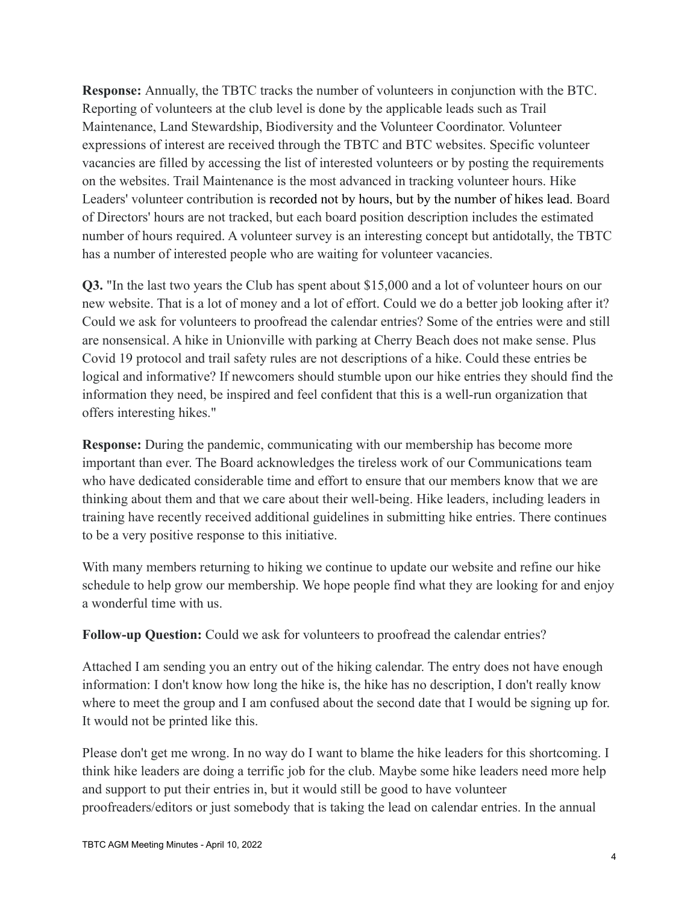**Response:** Annually, the TBTC tracks the number of volunteers in conjunction with the BTC. Reporting of volunteers at the club level is done by the applicable leads such as Trail Maintenance, Land Stewardship, Biodiversity and the Volunteer Coordinator. Volunteer expressions of interest are received through the TBTC and BTC websites. Specific volunteer vacancies are filled by accessing the list of interested volunteers or by posting the requirements on the websites. Trail Maintenance is the most advanced in tracking volunteer hours. Hike Leaders' volunteer contribution is recorded not by hours, but by the number of hikes lead. Board of Directors' hours are not tracked, but each board position description includes the estimated number of hours required. A volunteer survey is an interesting concept but antidotally, the TBTC has a number of interested people who are waiting for volunteer vacancies.

**Q3.** "In the last two years the Club has spent about $15,000 and a lot of volunteer hours on our new website. That is a lot of money and a lot of effort. Could we do a better job looking after it? Could we ask for volunteers to proofread the calendar entries? Some of the entries were and still are nonsensical. A hike in Unionville with parking at Cherry Beach does not make sense. Plus Covid 19 protocol and trail safety rules are not descriptions of a hike. Could these entries be logical and informative? If newcomers should stumble upon our hike entries they should find the information they need, be inspired and feel confident that this is a well-run organization that offers interesting hikes."

**Response:** During the pandemic, communicating with our membership has become more important than ever. The Board acknowledges the tireless work of our Communications team who have dedicated considerable time and effort to ensure that our members know that we are thinking about them and that we care about their well-being. Hike leaders, including leaders in training have recently received additional guidelines in submitting hike entries. There continues to be a very positive response to this initiative.

With many members returning to hiking we continue to update our website and refine our hike schedule to help grow our membership. We hope people find what they are looking for and enjoy a wonderful time with us.

**Follow-up Question:** Could we ask for volunteers to proofread the calendar entries?

Attached I am sending you an entry out of the hiking calendar. The entry does not have enough information: I don't know how long the hike is, the hike has no description, I don't really know where to meet the group and I am confused about the second date that I would be signing up for. It would not be printed like this.

Please don't get me wrong. In no way do I want to blame the hike leaders for this shortcoming. I think hike leaders are doing a terrific job for the club. Maybe some hike leaders need more help and support to put their entries in, but it would still be good to have volunteer proofreaders/editors or just somebody that is taking the lead on calendar entries. In the annual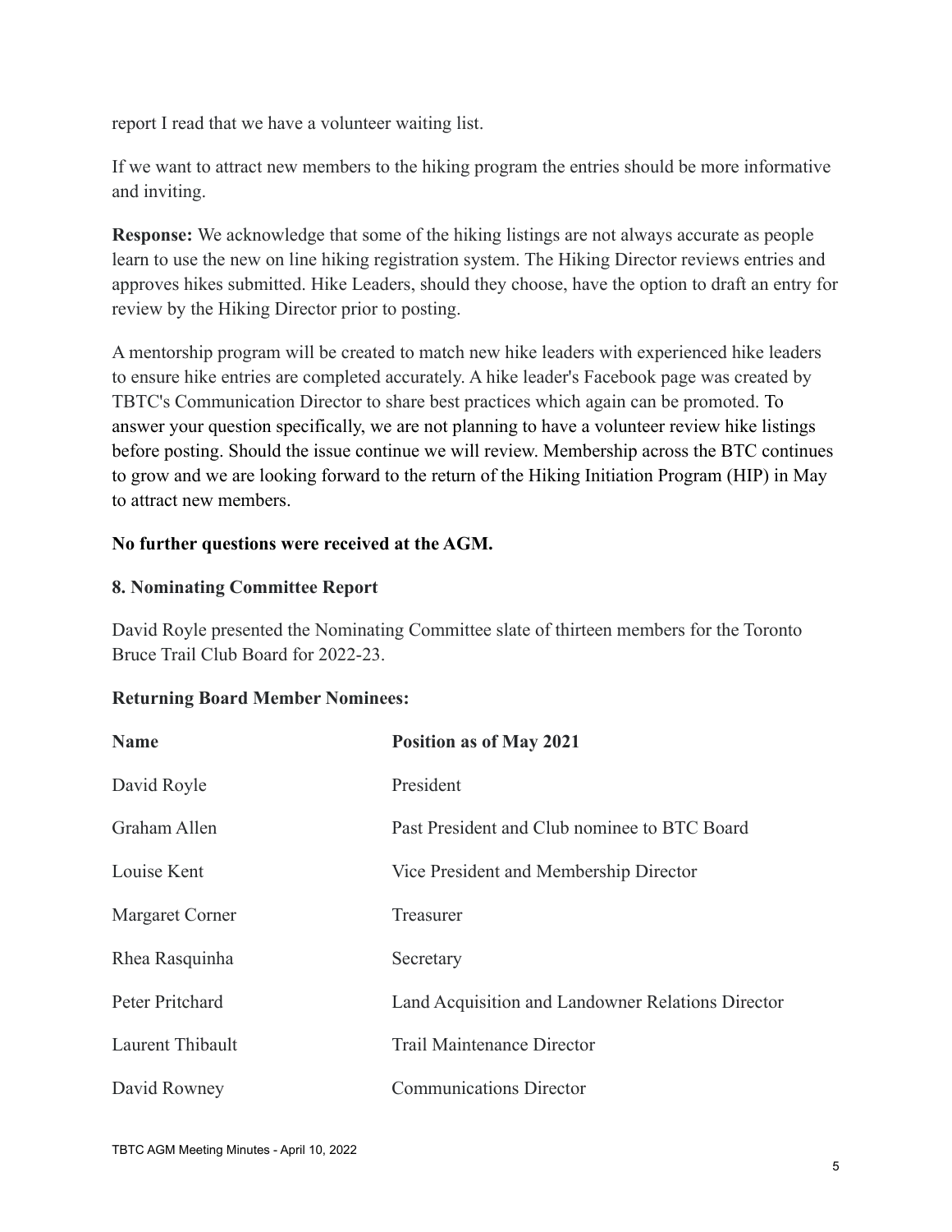report I read that we have a volunteer waiting list.

If we want to attract new members to the hiking program the entries should be more informative and inviting.

**Response:** We acknowledge that some of the hiking listings are not always accurate as people learn to use the new on line hiking registration system. The Hiking Director reviews entries and approves hikes submitted. Hike Leaders, should they choose, have the option to draft an entry for review by the Hiking Director prior to posting.

A mentorship program will be created to match new hike leaders with experienced hike leaders to ensure hike entries are completed accurately. A hike leader's Facebook page was created by TBTC's Communication Director to share best practices which again can be promoted. To answer your question specifically, we are not planning to have a volunteer review hike listings before posting. Should the issue continue we will review. Membership across the BTC continues to grow and we are looking forward to the return of the Hiking Initiation Program (HIP) in May to attract new members.

**No further questions were received at the AGM.**

**8. Nominating Committee Report**

David Royle presented the Nominating Committee slate of thirteen members for the Toronto Bruce Trail Club Board for 2022-23.

**Returning Board Member Nominees:**

| Name | Position as of May 2021 |
|---|---|
| David Royle | President |
| Graham Allen | Past President and Club nominee to BTC Board |
| Louise Kent | Vice President and Membership Director |
| Margaret Corner | Treasurer |
| Rhea Rasquinha | Secretary |
| Peter Pritchard | Land Acquisition and Landowner Relations Director |
| Laurent Thibault | Trail Maintenance Director |
| David Rowney | Communications Director |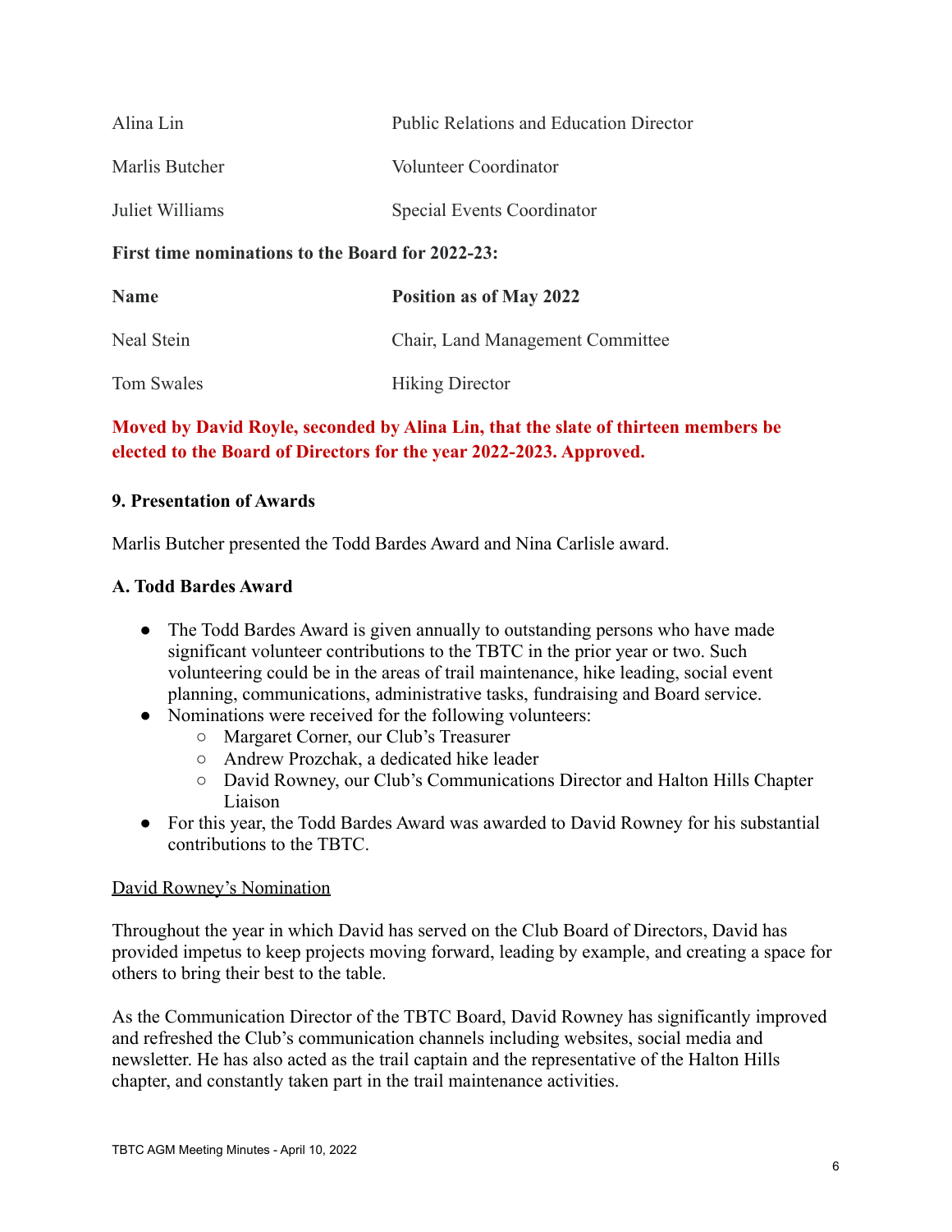| | |
|---|---|
| Alina Lin | Public Relations and Education Director |
| Marlis Butcher | Volunteer Coordinator |
| Juliet Williams | Special Events Coordinator |

**First time nominations to the Board for 2022-23:**

| **Name** | **Position as of May 2022** |
|---|---|
| Neal Stein | Chair, Land Management Committee |
| Tom Swales | Hiking Director |

**Moved by David Royle, seconded by Alina Lin, that the slate of thirteen members be elected to the Board of Directors for the year 2022-2023. Approved.**

### 9. Presentation of Awards

Marlis Butcher presented the Todd Bardes Award and Nina Carlisle award.

### A. Todd Bardes Award

- The Todd Bardes Award is given annually to outstanding persons who have made significant volunteer contributions to the TBTC in the prior year or two. Such volunteering could be in the areas of trail maintenance, hike leading, social event planning, communications, administrative tasks, fundraising and Board service.
- Nominations were received for the following volunteers:
  - Margaret Corner, our Club's Treasurer
  - Andrew Prozchak, a dedicated hike leader
  - David Rowney, our Club's Communications Director and Halton Hills Chapter Liaison
- For this year, the Todd Bardes Award was awarded to David Rowney for his substantial contributions to the TBTC.

<u>David Rowney's Nomination</u>

Throughout the year in which David has served on the Club Board of Directors, David has provided impetus to keep projects moving forward, leading by example, and creating a space for others to bring their best to the table.

As the Communication Director of the TBTC Board, David Rowney has significantly improved and refreshed the Club's communication channels including websites, social media and newsletter. He has also acted as the trail captain and the representative of the Halton Hills chapter, and constantly taken part in the trail maintenance activities.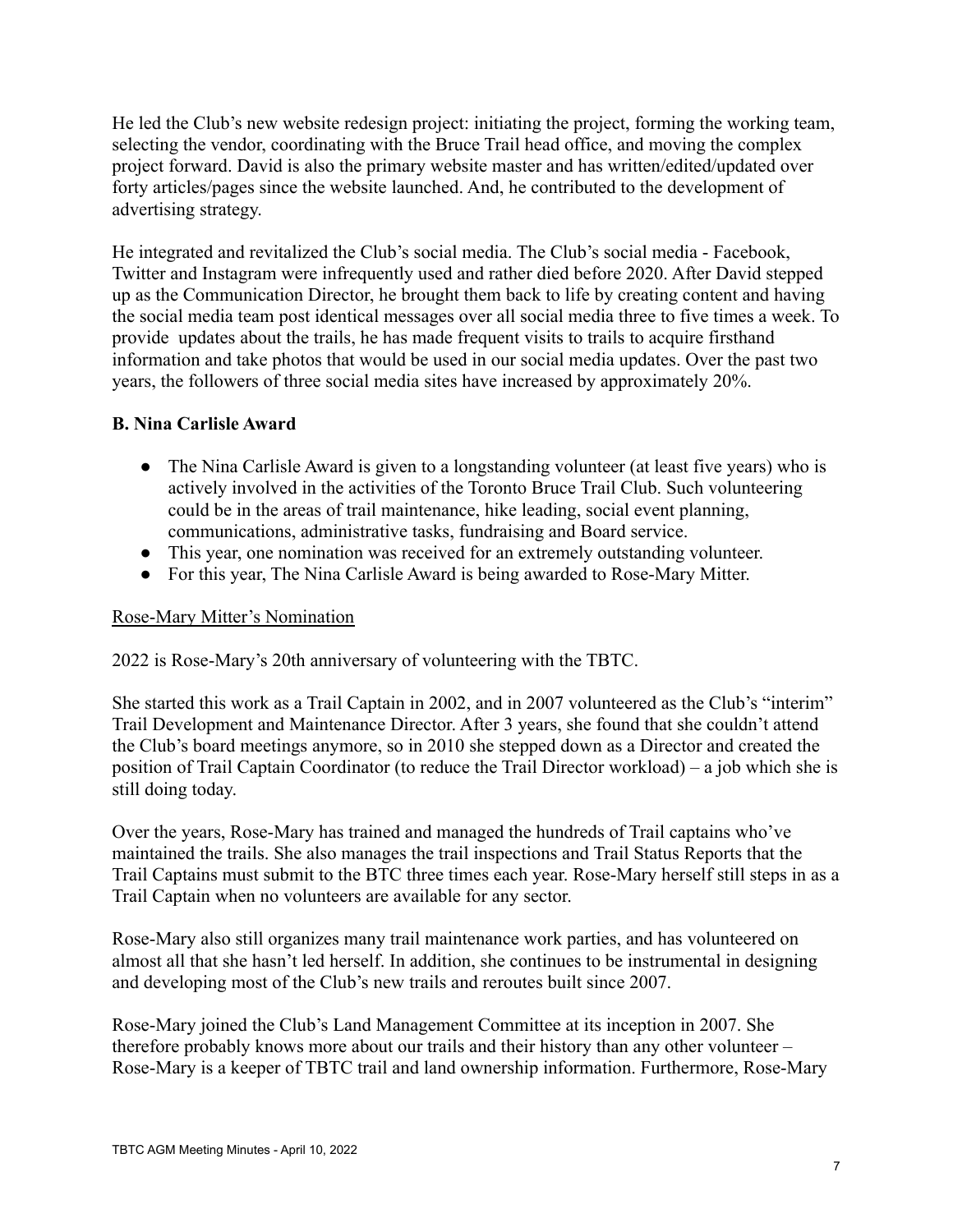He led the Club's new website redesign project: initiating the project, forming the working team, selecting the vendor, coordinating with the Bruce Trail head office, and moving the complex project forward. David is also the primary website master and has written/edited/updated over forty articles/pages since the website launched. And, he contributed to the development of advertising strategy.

He integrated and revitalized the Club's social media. The Club's social media - Facebook, Twitter and Instagram were infrequently used and rather died before 2020. After David stepped up as the Communication Director, he brought them back to life by creating content and having the social media team post identical messages over all social media three to five times a week. To provide updates about the trails, he has made frequent visits to trails to acquire firsthand information and take photos that would be used in our social media updates. Over the past two years, the followers of three social media sites have increased by approximately 20%.

**B. Nina Carlisle Award**

- The Nina Carlisle Award is given to a longstanding volunteer (at least five years) who is actively involved in the activities of the Toronto Bruce Trail Club. Such volunteering could be in the areas of trail maintenance, hike leading, social event planning, communications, administrative tasks, fundraising and Board service.
- This year, one nomination was received for an extremely outstanding volunteer.
- For this year, The Nina Carlisle Award is being awarded to Rose-Mary Mitter.

<u>Rose-Mary Mitter's Nomination</u>

2022 is Rose-Mary's 20th anniversary of volunteering with the TBTC.

She started this work as a Trail Captain in 2002, and in 2007 volunteered as the Club's "interim" Trail Development and Maintenance Director. After 3 years, she found that she couldn't attend the Club's board meetings anymore, so in 2010 she stepped down as a Director and created the position of Trail Captain Coordinator (to reduce the Trail Director workload) – a job which she is still doing today.

Over the years, Rose-Mary has trained and managed the hundreds of Trail captains who've maintained the trails. She also manages the trail inspections and Trail Status Reports that the Trail Captains must submit to the BTC three times each year. Rose-Mary herself still steps in as a Trail Captain when no volunteers are available for any sector.

Rose-Mary also still organizes many trail maintenance work parties, and has volunteered on almost all that she hasn't led herself. In addition, she continues to be instrumental in designing and developing most of the Club's new trails and reroutes built since 2007.

Rose-Mary joined the Club's Land Management Committee at its inception in 2007. She therefore probably knows more about our trails and their history than any other volunteer – Rose-Mary is a keeper of TBTC trail and land ownership information. Furthermore, Rose-Mary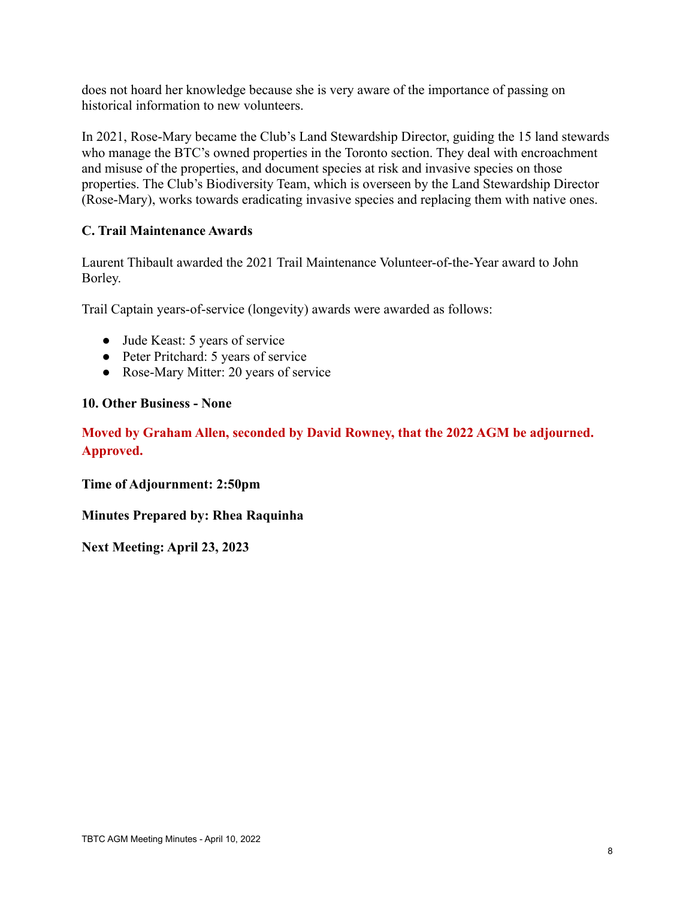does not hoard her knowledge because she is very aware of the importance of passing on historical information to new volunteers.

In 2021, Rose-Mary became the Club's Land Stewardship Director, guiding the 15 land stewards who manage the BTC's owned properties in the Toronto section. They deal with encroachment and misuse of the properties, and document species at risk and invasive species on those properties. The Club's Biodiversity Team, which is overseen by the Land Stewardship Director (Rose-Mary), works towards eradicating invasive species and replacing them with native ones.

**C. Trail Maintenance Awards**

Laurent Thibault awarded the 2021 Trail Maintenance Volunteer-of-the-Year award to John Borley.

Trail Captain years-of-service (longevity) awards were awarded as follows:

- Jude Keast: 5 years of service
- Peter Pritchard: 5 years of service
- Rose-Mary Mitter: 20 years of service

**10. Other Business - None**

**Moved by Graham Allen, seconded by David Rowney, that the 2022 AGM be adjourned. Approved.**

**Time of Adjournment: 2:50pm**

**Minutes Prepared by: Rhea Raquinha**

**Next Meeting: April 23, 2023**